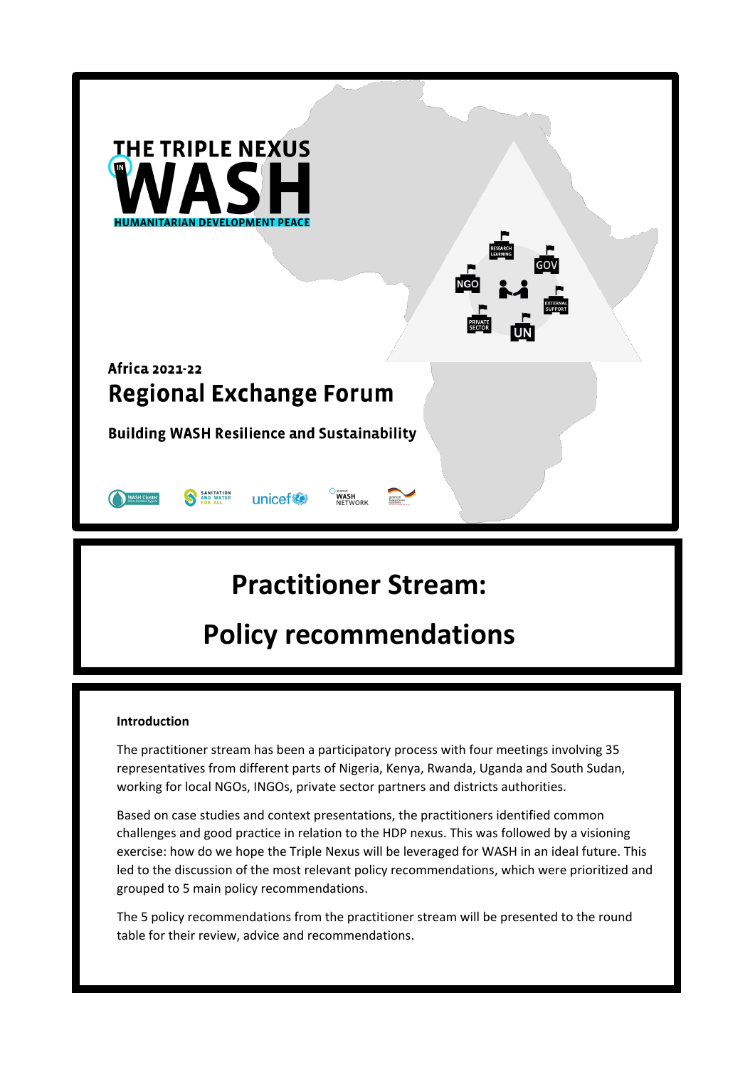# THE TRIPLE NEXUS IN WASH

HUMANITARIAN DEVELOPMENT PEACE

Africa 2021-22

## Regional Exchange Forum

**Building WASH Resilience and Sustainability**

# Practitioner Stream:

# Policy recommendations

**Introduction**

The practitioner stream has been a participatory process with four meetings involving 35 representatives from different parts of Nigeria, Kenya, Rwanda, Uganda and South Sudan, working for local NGOs, INGOs, private sector partners and districts authorities.

Based on case studies and context presentations, the practitioners identified common challenges and good practice in relation to the HDP nexus. This was followed by a visioning exercise: how do we hope the Triple Nexus will be leveraged for WASH in an ideal future. This led to the discussion of the most relevant policy recommendations, which were prioritized and grouped to 5 main policy recommendations.

The 5 policy recommendations from the practitioner stream will be presented to the round table for their review, advice and recommendations.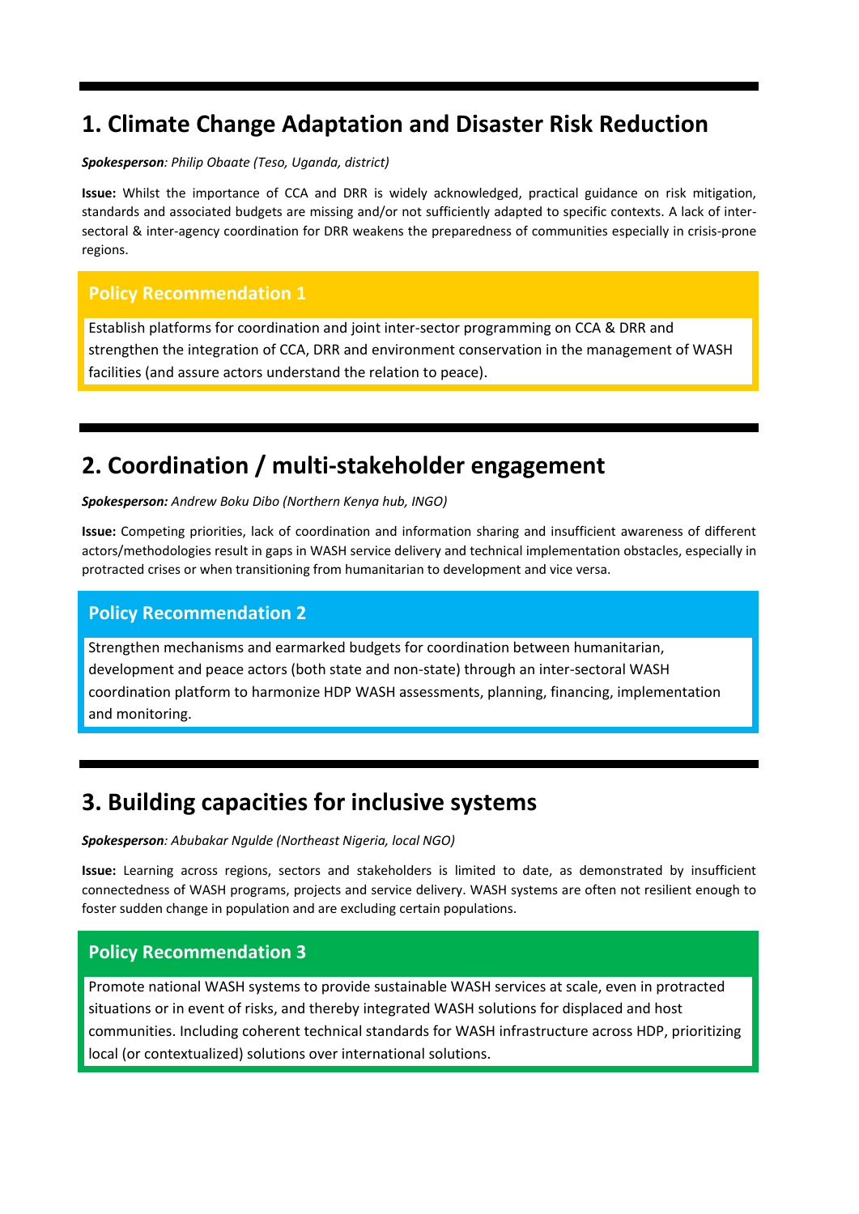## 1. Climate Change Adaptation and Disaster Risk Reduction

***Spokesperson**: Philip Obaate (Teso, Uganda, district)*

**Issue:** Whilst the importance of CCA and DRR is widely acknowledged, practical guidance on risk mitigation, standards and associated budgets are missing and/or not sufficiently adapted to specific contexts. A lack of inter-sectoral & inter-agency coordination for DRR weakens the preparedness of communities especially in crisis-prone regions.

### Policy Recommendation 1

Establish platforms for coordination and joint inter-sector programming on CCA & DRR and strengthen the integration of CCA, DRR and environment conservation in the management of WASH facilities (and assure actors understand the relation to peace).

## 2. Coordination / multi-stakeholder engagement

***Spokesperson:** Andrew Boku Dibo (Northern Kenya hub, INGO)*

**Issue:** Competing priorities, lack of coordination and information sharing and insufficient awareness of different actors/methodologies result in gaps in WASH service delivery and technical implementation obstacles, especially in protracted crises or when transitioning from humanitarian to development and vice versa.

### Policy Recommendation 2

Strengthen mechanisms and earmarked budgets for coordination between humanitarian, development and peace actors (both state and non-state) through an inter-sectoral WASH coordination platform to harmonize HDP WASH assessments, planning, financing, implementation and monitoring.

## 3. Building capacities for inclusive systems

***Spokesperson**: Abubakar Ngulde (Northeast Nigeria, local NGO)*

**Issue:** Learning across regions, sectors and stakeholders is limited to date, as demonstrated by insufficient connectedness of WASH programs, projects and service delivery. WASH systems are often not resilient enough to foster sudden change in population and are excluding certain populations.

### Policy Recommendation 3

Promote national WASH systems to provide sustainable WASH services at scale, even in protracted situations or in event of risks, and thereby integrated WASH solutions for displaced and host communities. Including coherent technical standards for WASH infrastructure across HDP, prioritizing local (or contextualized) solutions over international solutions.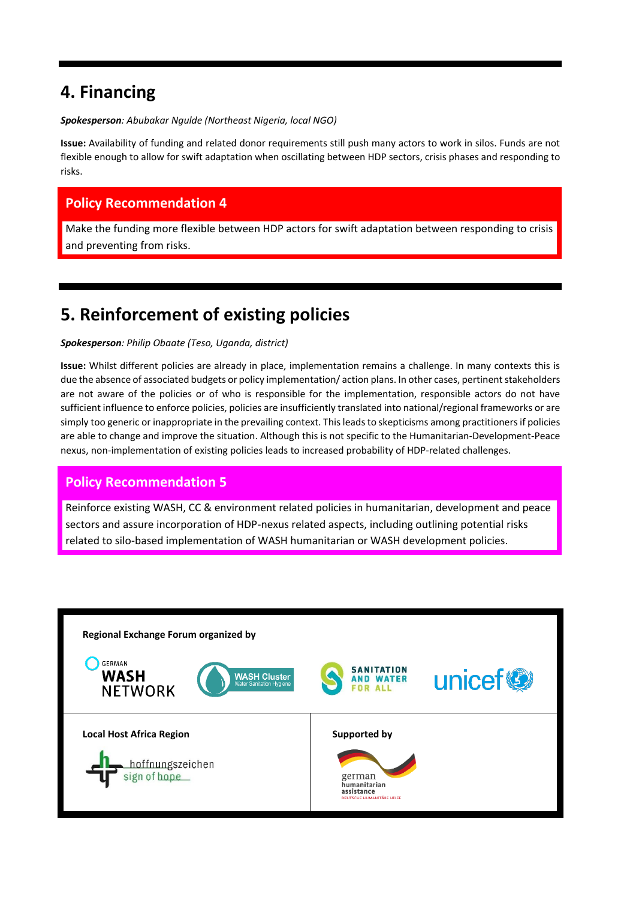## 4. Financing

***Spokesperson**: Abubakar Ngulde (Northeast Nigeria, local NGO)*

**Issue:** Availability of funding and related donor requirements still push many actors to work in silos. Funds are not flexible enough to allow for swift adaptation when oscillating between HDP sectors, crisis phases and responding to risks.

### Policy Recommendation 4

Make the funding more flexible between HDP actors for swift adaptation between responding to crisis and preventing from risks.

## 5. Reinforcement of existing policies

***Spokesperson**: Philip Obaate (Teso, Uganda, district)*

**Issue:** Whilst different policies are already in place, implementation remains a challenge. In many contexts this is due the absence of associated budgets or policy implementation/ action plans. In other cases, pertinent stakeholders are not aware of the policies or of who is responsible for the implementation, responsible actors do not have sufficient influence to enforce policies, policies are insufficiently translated into national/regional frameworks or are simply too generic or inappropriate in the prevailing context. This leads to skepticisms among practitioners if policies are able to change and improve the situation. Although this is not specific to the Humanitarian-Development-Peace nexus, non-implementation of existing policies leads to increased probability of HDP-related challenges.

### Policy Recommendation 5

Reinforce existing WASH, CC & environment related policies in humanitarian, development and peace sectors and assure incorporation of HDP-nexus related aspects, including outlining potential risks related to silo-based implementation of WASH humanitarian or WASH development policies.

**Regional Exchange Forum organized by**

German WASH Network | WASH Cluster Water Sanitation Hygiene | Sanitation and Water for All | unicef

**Local Host Africa Region**

hoffnungszeichen sign of hope

**Supported by**

german humanitarian assistance DEUTSCHE HUMANITÄRE HILFE